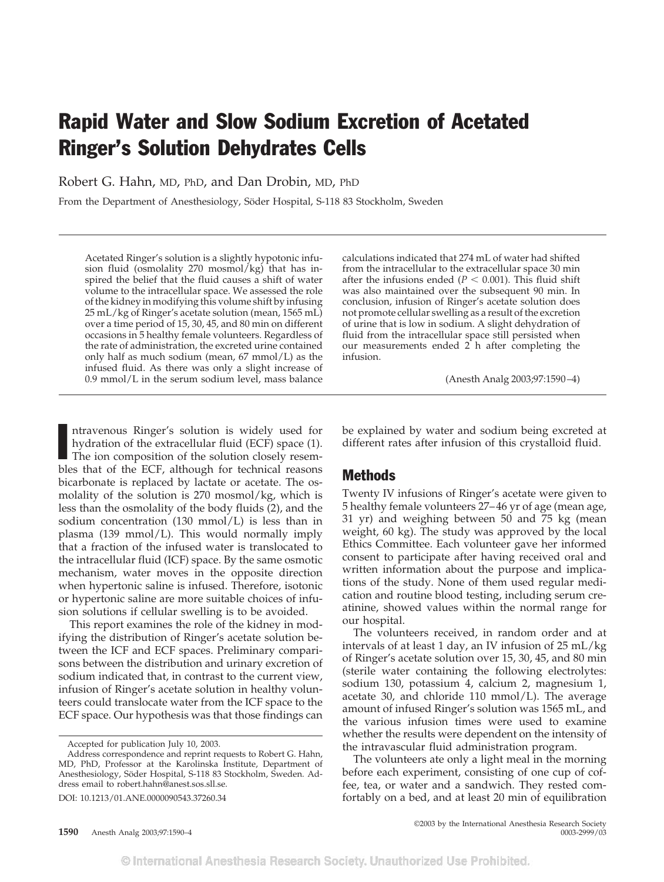# Rapid Water and Slow Sodium Excretion of Acetated Ringer's Solution Dehydrates Cells

Robert G. Hahn, MD, PhD, and Dan Drobin, MD, PhD

From the Department of Anesthesiology, Söder Hospital, S-118 83 Stockholm, Sweden

Acetated Ringer's solution is a slightly hypotonic infusion fluid (osmolality 270 mosmol/kg) that has inspired the belief that the fluid causes a shift of water volume to the intracellular space. We assessed the role of the kidney in modifying this volume shift by infusing 25 mL/kg of Ringer's acetate solution (mean, 1565 mL) over a time period of 15, 30, 45, and 80 min on different occasions in 5 healthy female volunteers. Regardless of the rate of administration, the excreted urine contained only half as much sodium (mean, 67 mmol/L) as the infused fluid. As there was only a slight increase of 0.9 mmol/L in the serum sodium level, mass balance calculations indicated that 274 mL of water had shifted from the intracellular to the extracellular space 30 min after the infusions ended ($P < 0.001$). This fluid shift was also maintained over the subsequent 90 min. In conclusion, infusion of Ringer's acetate solution does not promote cellular swelling as a result of the excretion of urine that is low in sodium. A slight dehydration of fluid from the intracellular space still persisted when our measurements ended 2 h after completing the infusion.

(Anesth Analg 2003;97:1590–4)

Intravenous Ringer's solution is widely used for hydration of the extracellular fluid (ECF) space (1). The ion composition of the solution closely resembles that of the ECF, although for technical reasons bicarbonate is replaced by lactate or acetate. The osmolality of the solution is 270 mosmol/kg, which is less than the osmolality of the body fluids (2), and the sodium concentration (130 mmol/L) is less than in plasma (139 mmol/L). This would normally imply that a fraction of the infused water is translocated to the intracellular fluid (ICF) space. By the same osmotic mechanism, water moves in the opposite direction when hypertonic saline is infused. Therefore, isotonic or hypertonic saline are more suitable choices of infusion solutions if cellular swelling is to be avoided.

This report examines the role of the kidney in modifying the distribution of Ringer's acetate solution between the ICF and ECF spaces. Preliminary comparisons between the distribution and urinary excretion of sodium indicated that, in contrast to the current view, infusion of Ringer's acetate solution in healthy volunteers could translocate water from the ICF space to the ECF space. Our hypothesis was that those findings can be explained by water and sodium being excreted at different rates after infusion of this crystalloid fluid.

## Methods

Twenty IV infusions of Ringer's acetate were given to 5 healthy female volunteers 27–46 yr of age (mean age, 31 yr) and weighing between 50 and 75 kg (mean weight, 60 kg). The study was approved by the local Ethics Committee. Each volunteer gave her informed consent to participate after having received oral and written information about the purpose and implications of the study. None of them used regular medication and routine blood testing, including serum creatinine, showed values within the normal range for our hospital.

The volunteers received, in random order and at intervals of at least 1 day, an IV infusion of 25 mL/kg of Ringer's acetate solution over 15, 30, 45, and 80 min (sterile water containing the following electrolytes: sodium 130, potassium 4, calcium 2, magnesium 1, acetate 30, and chloride 110 mmol/L). The average amount of infused Ringer's solution was 1565 mL, and the various infusion times were used to examine whether the results were dependent on the intensity of the intravascular fluid administration program.

The volunteers ate only a light meal in the morning before each experiment, consisting of one cup of coffee, tea, or water and a sandwich. They rested comfortably on a bed, and at least 20 min of equilibration

Accepted for publication July 10, 2003.

Address correspondence and reprint requests to Robert G. Hahn, MD, PhD, Professor at the Karolinska Institute, Department of Anesthesiology, Söder Hospital, S-118 83 Stockholm, Sweden. Address email to robert.hahn@anest.sos.sll.se.

DOI: 10.1213/01.ANE.0000090543.37260.34

©2003 by the International Anesthesia Research Society 0003-2999/03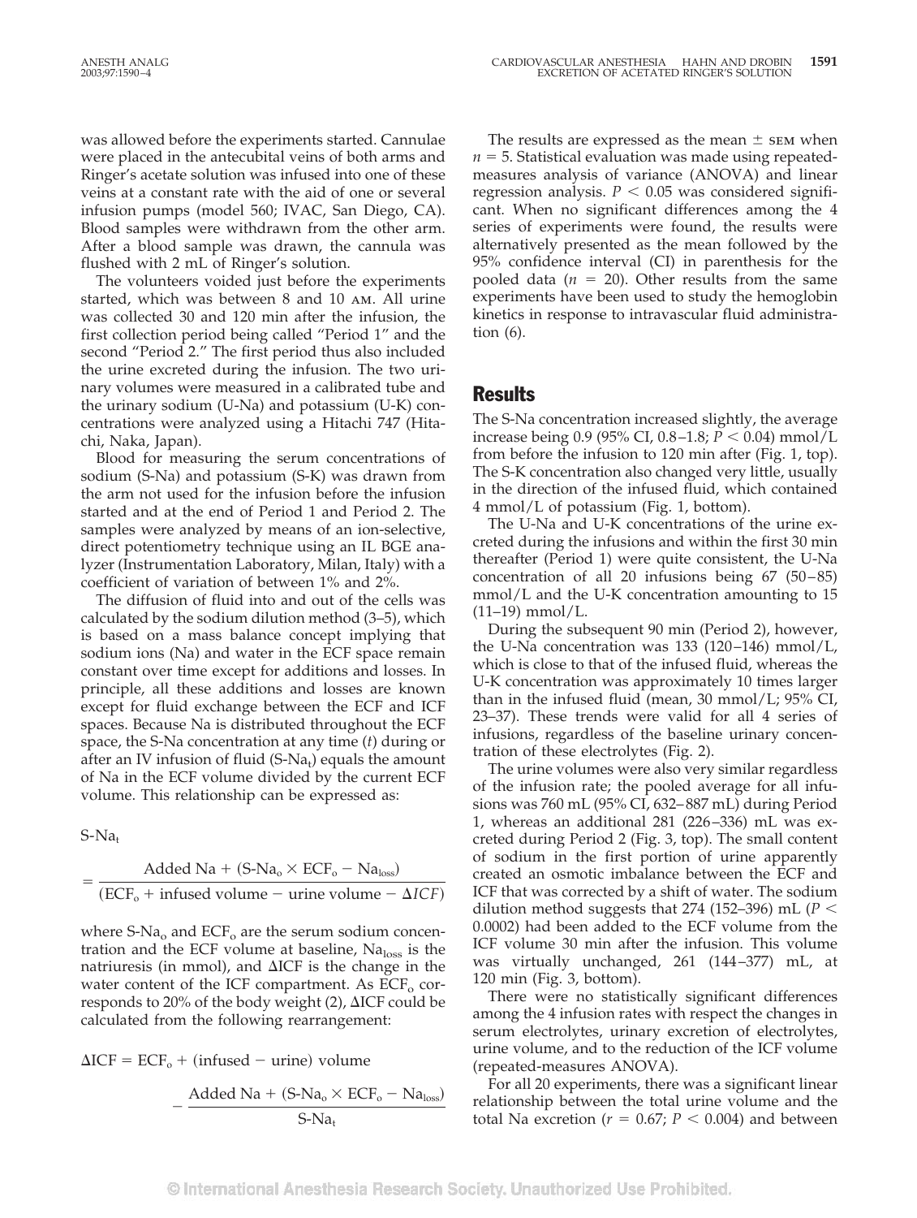was allowed before the experiments started. Cannulae were placed in the antecubital veins of both arms and Ringer's acetate solution was infused into one of these veins at a constant rate with the aid of one or several infusion pumps (model 560; IVAC, San Diego, CA). Blood samples were withdrawn from the other arm. After a blood sample was drawn, the cannula was flushed with 2 mL of Ringer's solution.

The volunteers voided just before the experiments started, which was between 8 and 10 AM. All urine was collected 30 and 120 min after the infusion, the first collection period being called "Period 1" and the second "Period 2." The first period thus also included the urine excreted during the infusion. The two urinary volumes were measured in a calibrated tube and the urinary sodium (U-Na) and potassium (U-K) concentrations were analyzed using a Hitachi 747 (Hitachi, Naka, Japan).

Blood for measuring the serum concentrations of sodium (S-Na) and potassium (S-K) was drawn from the arm not used for the infusion before the infusion started and at the end of Period 1 and Period 2. The samples were analyzed by means of an ion-selective, direct potentiometry technique using an IL BGE analyzer (Instrumentation Laboratory, Milan, Italy) with a coefficient of variation of between 1% and 2%.

The diffusion of fluid into and out of the cells was calculated by the sodium dilution method (3–5), which is based on a mass balance concept implying that sodium ions (Na) and water in the ECF space remain constant over time except for additions and losses. In principle, all these additions and losses are known except for fluid exchange between the ECF and ICF spaces. Because Na is distributed throughout the ECF space, the S-Na concentration at any time ($t$) during or after an IV infusion of fluid ($S\text{-}Na_t$) equals the amount of Na in the ECF volume divided by the current ECF volume. This relationship can be expressed as:

$$S\text{-}Na_t = \frac{\text{Added Na} + (S\text{-}Na_o \times ECF_o - Na_{loss})}{(ECF_o + \text{infused volume} - \text{urine volume} - \Delta ICF)}$$

where $S\text{-}Na_o$ and $ECF_o$ are the serum sodium concentration and the ECF volume at baseline, $Na_{loss}$ is the natriuresis (in mmol), and $\Delta ICF$ is the change in the water content of the ICF compartment. As $ECF_o$ corresponds to 20% of the body weight (2), $\Delta ICF$ could be calculated from the following rearrangement:

$$\Delta ICF = ECF_o + (\text{infused} - \text{urine})\text{ volume} - \frac{\text{Added Na} + (S\text{-}Na_o \times ECF_o - Na_{loss})}{S\text{-}Na_t}$$

The results are expressed as the mean ± SEM when $n = 5$. Statistical evaluation was made using repeated-measures analysis of variance (ANOVA) and linear regression analysis. $P < 0.05$ was considered significant. When no significant differences among the 4 series of experiments were found, the results were alternatively presented as the mean followed by the 95% confidence interval (CI) in parenthesis for the pooled data ($n = 20$). Other results from the same experiments have been used to study the hemoglobin kinetics in response to intravascular fluid administration (6).

## Results

The S-Na concentration increased slightly, the average increase being 0.9 (95% CI, 0.8–1.8; $P < 0.04$) mmol/L from before the infusion to 120 min after (Fig. 1, top). The S-K concentration also changed very little, usually in the direction of the infused fluid, which contained 4 mmol/L of potassium (Fig. 1, bottom).

The U-Na and U-K concentrations of the urine excreted during the infusions and within the first 30 min thereafter (Period 1) were quite consistent, the U-Na concentration of all 20 infusions being 67 (50–85) mmol/L and the U-K concentration amounting to 15 (11–19) mmol/L.

During the subsequent 90 min (Period 2), however, the U-Na concentration was 133 (120–146) mmol/L, which is close to that of the infused fluid, whereas the U-K concentration was approximately 10 times larger than in the infused fluid (mean, 30 mmol/L; 95% CI, 23–37). These trends were valid for all 4 series of infusions, regardless of the baseline urinary concentration of these electrolytes (Fig. 2).

The urine volumes were also very similar regardless of the infusion rate; the pooled average for all infusions was 760 mL (95% CI, 632–887 mL) during Period 1, whereas an additional 281 (226–336) mL was excreted during Period 2 (Fig. 3, top). The small content of sodium in the first portion of urine apparently created an osmotic imbalance between the ECF and ICF that was corrected by a shift of water. The sodium dilution method suggests that 274 (152–396) mL ($P < 0.0002$) had been added to the ECF volume from the ICF volume 30 min after the infusion. This volume was virtually unchanged, 261 (144–377) mL, at 120 min (Fig. 3, bottom).

There were no statistically significant differences among the 4 infusion rates with respect the changes in serum electrolytes, urinary excretion of electrolytes, urine volume, and to the reduction of the ICF volume (repeated-measures ANOVA).

For all 20 experiments, there was a significant linear relationship between the total urine volume and the total Na excretion ($r = 0.67$; $P < 0.004$) and between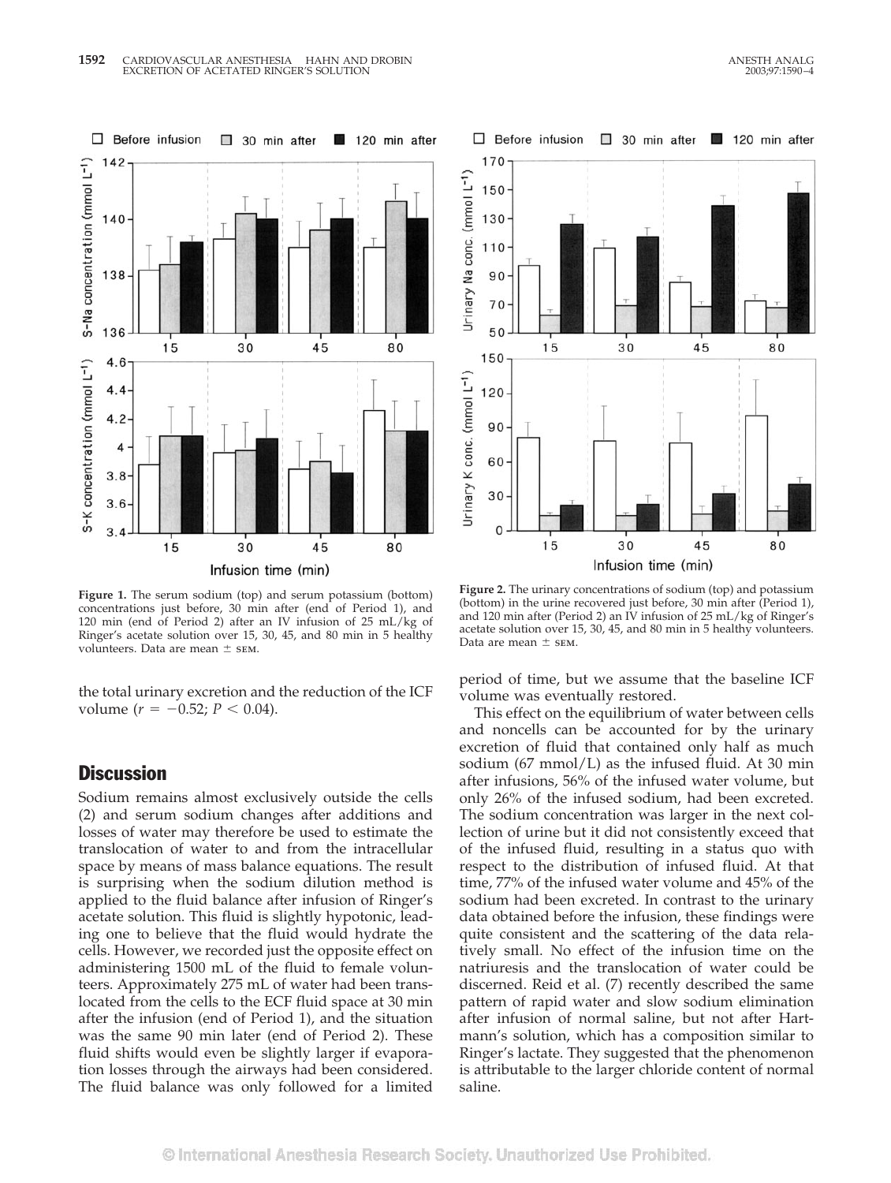**Figure 1.** The serum sodium (top) and serum potassium (bottom) concentrations just before, 30 min after (end of Period 1), and 120 min (end of Period 2) after an IV infusion of 25 mL/kg of Ringer's acetate solution over 15, 30, 45, and 80 min in 5 healthy volunteers. Data are mean ± SEM.

**Figure 2.** The urinary concentrations of sodium (top) and potassium (bottom) in the urine recovered just before, 30 min after (Period 1), and 120 min after (Period 2) an IV infusion of 25 mL/kg of Ringer's acetate solution over 15, 30, 45, and 80 min in 5 healthy volunteers. Data are mean ± SEM.

the total urinary excretion and the reduction of the ICF volume ($r = -0.52$; $P < 0.04$).

## Discussion

Sodium remains almost exclusively outside the cells (2) and serum sodium changes after additions and losses of water may therefore be used to estimate the translocation of water to and from the intracellular space by means of mass balance equations. The result is surprising when the sodium dilution method is applied to the fluid balance after infusion of Ringer's acetate solution. This fluid is slightly hypotonic, leading one to believe that the fluid would hydrate the cells. However, we recorded just the opposite effect on administering 1500 mL of the fluid to female volunteers. Approximately 275 mL of water had been translocated from the cells to the ECF fluid space at 30 min after the infusion (end of Period 1), and the situation was the same 90 min later (end of Period 2). These fluid shifts would even be slightly larger if evaporation losses through the airways had been considered. The fluid balance was only followed for a limited period of time, but we assume that the baseline ICF volume was eventually restored.

This effect on the equilibrium of water between cells and noncells can be accounted for by the urinary excretion of fluid that contained only half as much sodium (67 mmol/L) as the infused fluid. At 30 min after infusions, 56% of the infused water volume, but only 26% of the infused sodium, had been excreted. The sodium concentration was larger in the next collection of urine but it did not consistently exceed that of the infused fluid, resulting in a status quo with respect to the distribution of infused fluid. At that time, 77% of the infused water volume and 45% of the sodium had been excreted. In contrast to the urinary data obtained before the infusion, these findings were quite consistent and the scattering of the data relatively small. No effect of the infusion time on the natriuresis and the translocation of water could be discerned. Reid et al. (7) recently described the same pattern of rapid water and slow sodium elimination after infusion of normal saline, but not after Hartmann's solution, which has a composition similar to Ringer's lactate. They suggested that the phenomenon is attributable to the larger chloride content of normal saline.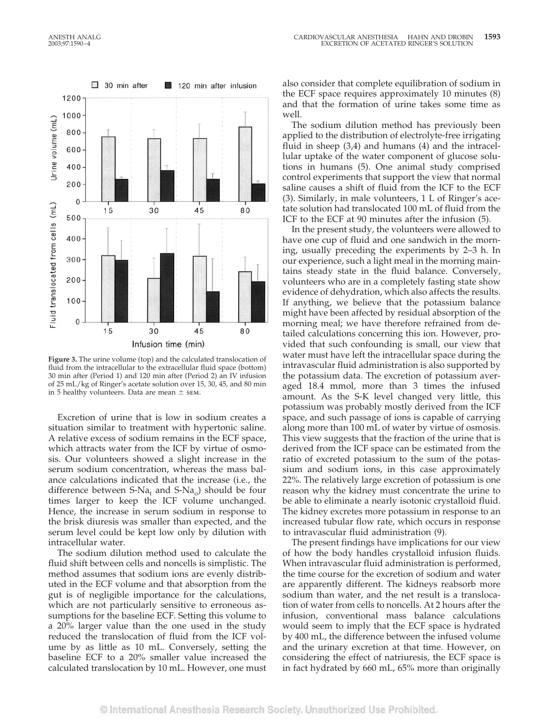**Figure 3.** The urine volume (top) and the calculated translocation of fluid from the intracellular to the extracellular fluid space (bottom) 30 min after (Period 1) and 120 min after (Period 2) an IV infusion of 25 mL/kg of Ringer's acetate solution over 15, 30, 45, and 80 min in 5 healthy volunteers. Data are mean ± SEM.

Excretion of urine that is low in sodium creates a situation similar to treatment with hypertonic saline. A relative excess of sodium remains in the ECF space, which attracts water from the ICF by virtue of osmosis. Our volunteers showed a slight increase in the serum sodium concentration, whereas the mass balance calculations indicated that the increase (i.e., the difference between $S\text{-}Na_t$ and $S\text{-}Na_o$) should be four times larger to keep the ICF volume unchanged. Hence, the increase in serum sodium in response to the brisk diuresis was smaller than expected, and the serum level could be kept low only by dilution with intracellular water.

The sodium dilution method used to calculate the fluid shift between cells and noncells is simplistic. The method assumes that sodium ions are evenly distributed in the ECF volume and that absorption from the gut is of negligible importance for the calculations, which are not particularly sensitive to erroneous assumptions for the baseline ECF. Setting this volume to a 20% larger value than the one used in the study reduced the translocation of fluid from the ICF volume by as little as 10 mL. Conversely, setting the baseline ECF to a 20% smaller value increased the calculated translocation by 10 mL. However, one must also consider that complete equilibration of sodium in the ECF space requires approximately 10 minutes (8) and that the formation of urine takes some time as well.

The sodium dilution method has previously been applied to the distribution of electrolyte-free irrigating fluid in sheep (3,4) and humans (4) and the intracellular uptake of the water component of glucose solutions in humans (5). One animal study comprised control experiments that support the view that normal saline causes a shift of fluid from the ICF to the ECF (3). Similarly, in male volunteers, 1 L of Ringer's acetate solution had translocated 100 mL of fluid from the ICF to the ECF at 90 minutes after the infusion (5).

In the present study, the volunteers were allowed to have one cup of fluid and one sandwich in the morning, usually preceding the experiments by 2–3 h. In our experience, such a light meal in the morning maintains steady state in the fluid balance. Conversely, volunteers who are in a completely fasting state show evidence of dehydration, which also affects the results. If anything, we believe that the potassium balance might have been affected by residual absorption of the morning meal; we have therefore refrained from detailed calculations concerning this ion. However, provided that such confounding is small, our view that water must have left the intracellular space during the intravascular fluid administration is also supported by the potassium data. The excretion of potassium averaged 18.4 mmol, more than 3 times the infused amount. As the S-K level changed very little, this potassium was probably mostly derived from the ICF space, and such passage of ions is capable of carrying along more than 100 mL of water by virtue of osmosis. This view suggests that the fraction of the urine that is derived from the ICF space can be estimated from the ratio of excreted potassium to the sum of the potassium and sodium ions, in this case approximately 22%. The relatively large excretion of potassium is one reason why the kidney must concentrate the urine to be able to eliminate a nearly isotonic crystalloid fluid. The kidney excretes more potassium in response to an increased tubular flow rate, which occurs in response to intravascular fluid administration (9).

The present findings have implications for our view of how the body handles crystalloid infusion fluids. When intravascular fluid administration is performed, the time course for the excretion of sodium and water are apparently different. The kidneys reabsorb more sodium than water, and the net result is a translocation of water from cells to noncells. At 2 hours after the infusion, conventional mass balance calculations would seem to imply that the ECF space is hydrated by 400 mL, the difference between the infused volume and the urinary excretion at that time. However, on considering the effect of natriuresis, the ECF space is in fact hydrated by 660 mL, 65% more than originally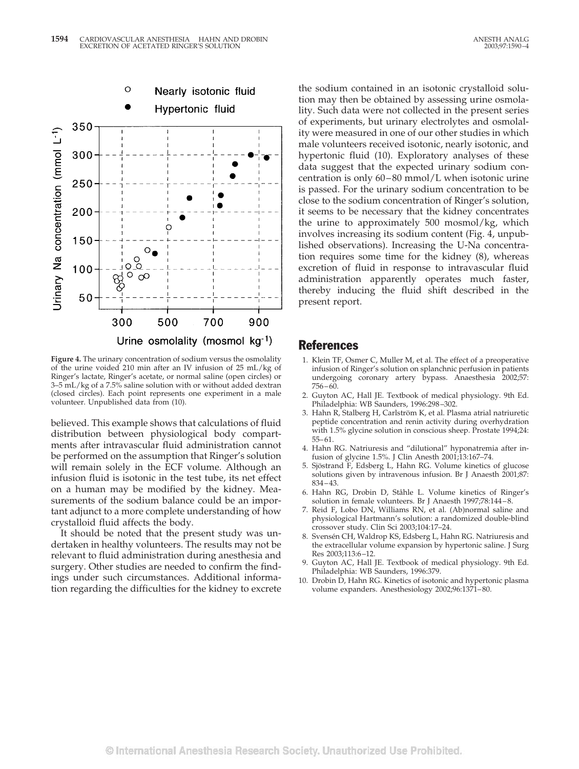Nearly isotonic fluid

Hypertonic fluid

Urinary Na concentration (mmol L$^{-1}$)

350

300

250

200

150

100

50

300 500 700 900

Urine osmolality (mosmol kg$^{-1}$)

**Figure 4.** The urinary concentration of sodium versus the osmolality of the urine voided 210 min after an IV infusion of 25 mL/kg of Ringer's lactate, Ringer's acetate, or normal saline (open circles) or 3–5 mL/kg of a 7.5% saline solution with or without added dextran (closed circles). Each point represents one experiment in a male volunteer. Unpublished data from (10).

believed. This example shows that calculations of fluid distribution between physiological body compartments after intravascular fluid administration cannot be performed on the assumption that Ringer's solution will remain solely in the ECF volume. Although an infusion fluid is isotonic in the test tube, its net effect on a human may be modified by the kidney. Measurements of the sodium balance could be an important adjunct to a more complete understanding of how crystalloid fluid affects the body.

It should be noted that the present study was undertaken in healthy volunteers. The results may not be relevant to fluid administration during anesthesia and surgery. Other studies are needed to confirm the findings under such circumstances. Additional information regarding the difficulties for the kidney to excrete the sodium contained in an isotonic crystalloid solution may then be obtained by assessing urine osmolality. Such data were not collected in the present series of experiments, but urinary electrolytes and osmolality were measured in one of our other studies in which male volunteers received isotonic, nearly isotonic, and hypertonic fluid (10). Exploratory analyses of these data suggest that the expected urinary sodium concentration is only 60–80 mmol/L when isotonic urine is passed. For the urinary sodium concentration to be close to the sodium concentration of Ringer's solution, it seems to be necessary that the kidney concentrates the urine to approximately 500 mosmol/kg, which involves increasing its sodium content (Fig. 4, unpublished observations). Increasing the U-Na concentration requires some time for the kidney (8), whereas excretion of fluid in response to intravascular fluid administration apparently operates much faster, thereby inducing the fluid shift described in the present report.

## References

1. Klein TF, Osmer C, Muller M, et al. The effect of a preoperative infusion of Ringer's solution on splanchnic perfusion in patients undergoing coronary artery bypass. Anaesthesia 2002;57:756–60.
2. Guyton AC, Hall JE. Textbook of medical physiology. 9th Ed. Philadelphia: WB Saunders, 1996:298–302.
3. Hahn R, Stalberg H, Carlström K, et al. Plasma atrial natriuretic peptide concentration and renin activity during overhydration with 1.5% glycine solution in conscious sheep. Prostate 1994;24:55–61.
4. Hahn RG. Natriuresis and "dilutional" hyponatremia after infusion of glycine 1.5%. J Clin Anesth 2001;13:167–74.
5. Sjöstrand F, Edsberg L, Hahn RG. Volume kinetics of glucose solutions given by intravenous infusion. Br J Anaesth 2001;87:834–43.
6. Hahn RG, Drobin D, Ståhle L. Volume kinetics of Ringer's solution in female volunteers. Br J Anaesth 1997;78:144–8.
7. Reid F, Lobo DN, Williams RN, et al. (Ab)normal saline and physiological Hartmann's solution: a randomized double-blind crossover study. Clin Sci 2003;104:17–24.
8. Svensén CH, Waldrop KS, Edsberg L, Hahn RG. Natriuresis and the extracellular volume expansion by hypertonic saline. J Surg Res 2003;113:6–12.
9. Guyton AC, Hall JE. Textbook of medical physiology. 9th Ed. Philadelphia: WB Saunders, 1996:379.
10. Drobin D, Hahn RG. Kinetics of isotonic and hypertonic plasma volume expanders. Anesthesiology 2002;96:1371–80.